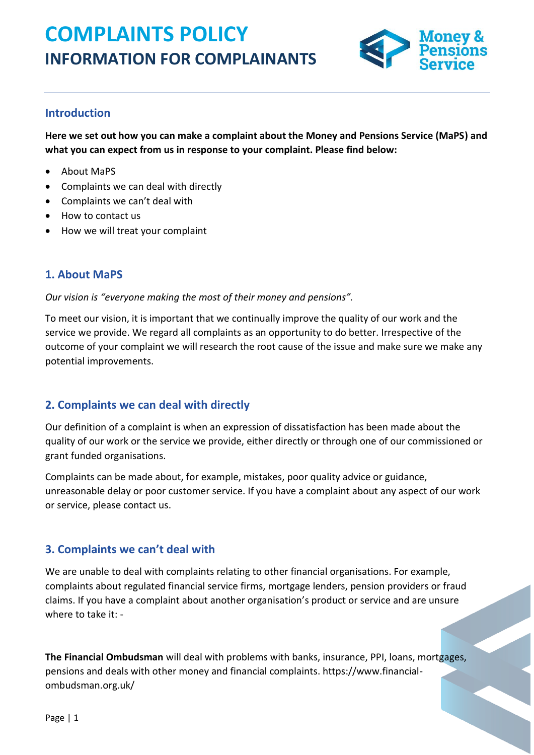# COMPLAINTS POLICY
## INFORMATION FOR COMPLAINANTS

### Introduction

**Here we set out how you can make a complaint about the Money and Pensions Service (MaPS) and what you can expect from us in response to your complaint. Please find below:**

- About MaPS
- Complaints we can deal with directly
- Complaints we can't deal with
- How to contact us
- How we will treat your complaint

### 1. About MaPS

*Our vision is "everyone making the most of their money and pensions".*

To meet our vision, it is important that we continually improve the quality of our work and the service we provide. We regard all complaints as an opportunity to do better. Irrespective of the outcome of your complaint we will research the root cause of the issue and make sure we make any potential improvements.

### 2. Complaints we can deal with directly

Our definition of a complaint is when an expression of dissatisfaction has been made about the quality of our work or the service we provide, either directly or through one of our commissioned or grant funded organisations.

Complaints can be made about, for example, mistakes, poor quality advice or guidance, unreasonable delay or poor customer service. If you have a complaint about any aspect of our work or service, please contact us.

### 3. Complaints we can't deal with

We are unable to deal with complaints relating to other financial organisations. For example, complaints about regulated financial service firms, mortgage lenders, pension providers or fraud claims. If you have a complaint about another organisation's product or service and are unsure where to take it: -

**The Financial Ombudsman** will deal with problems with banks, insurance, PPI, loans, mortgages, pensions and deals with other money and financial complaints. https://www.financial-ombudsman.org.uk/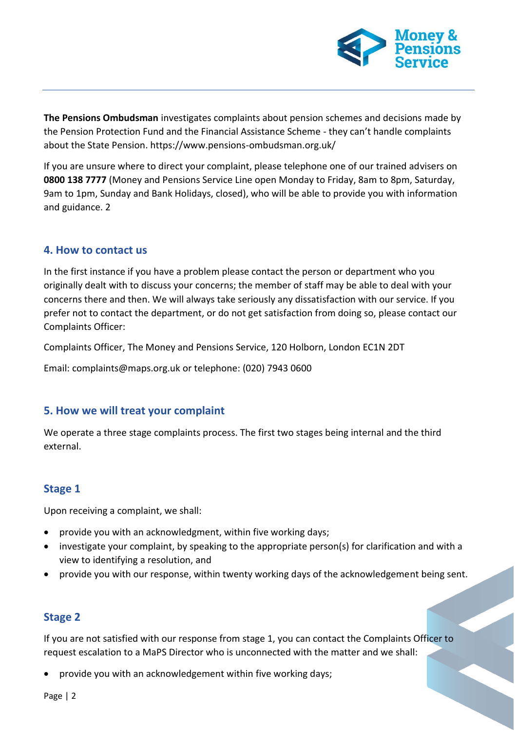**The Pensions Ombudsman** investigates complaints about pension schemes and decisions made by the Pension Protection Fund and the Financial Assistance Scheme - they can't handle complaints about the State Pension. https://www.pensions-ombudsman.org.uk/

If you are unsure where to direct your complaint, please telephone one of our trained advisers on **0800 138 7777** (Money and Pensions Service Line open Monday to Friday, 8am to 8pm, Saturday, 9am to 1pm, Sunday and Bank Holidays, closed), who will be able to provide you with information and guidance. 2

## 4. How to contact us

In the first instance if you have a problem please contact the person or department who you originally dealt with to discuss your concerns; the member of staff may be able to deal with your concerns there and then. We will always take seriously any dissatisfaction with our service. If you prefer not to contact the department, or do not get satisfaction from doing so, please contact our Complaints Officer:

Complaints Officer, The Money and Pensions Service, 120 Holborn, London EC1N 2DT

Email: complaints@maps.org.uk or telephone: (020) 7943 0600

## 5. How we will treat your complaint

We operate a three stage complaints process. The first two stages being internal and the third external.

### Stage 1

Upon receiving a complaint, we shall:

- provide you with an acknowledgment, within five working days;
- investigate your complaint, by speaking to the appropriate person(s) for clarification and with a view to identifying a resolution, and
- provide you with our response, within twenty working days of the acknowledgement being sent.

### Stage 2

If you are not satisfied with our response from stage 1, you can contact the Complaints Officer to request escalation to a MaPS Director who is unconnected with the matter and we shall:

- provide you with an acknowledgement within five working days;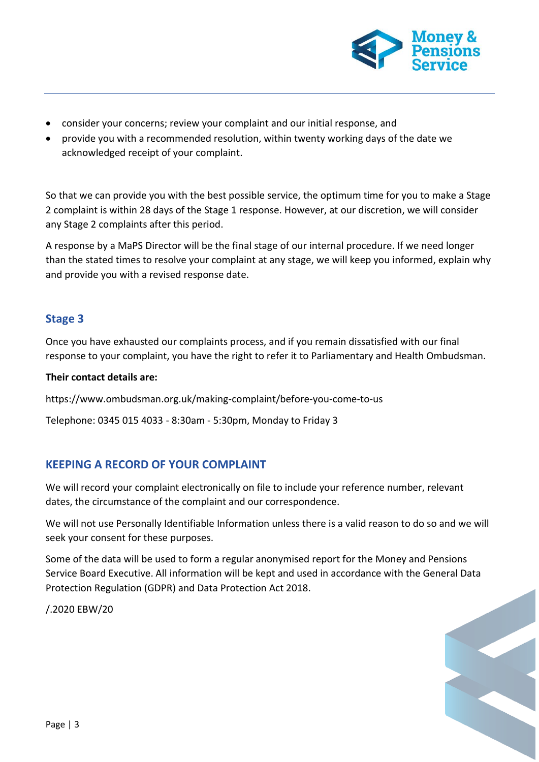- consider your concerns; review your complaint and our initial response, and
- provide you with a recommended resolution, within twenty working days of the date we acknowledged receipt of your complaint.

So that we can provide you with the best possible service, the optimum time for you to make a Stage 2 complaint is within 28 days of the Stage 1 response. However, at our discretion, we will consider any Stage 2 complaints after this period.

A response by a MaPS Director will be the final stage of our internal procedure. If we need longer than the stated times to resolve your complaint at any stage, we will keep you informed, explain why and provide you with a revised response date.

## Stage 3

Once you have exhausted our complaints process, and if you remain dissatisfied with our final response to your complaint, you have the right to refer it to Parliamentary and Health Ombudsman.

**Their contact details are:**

https://www.ombudsman.org.uk/making-complaint/before-you-come-to-us

Telephone: 0345 015 4033 - 8:30am - 5:30pm, Monday to Friday 3

## KEEPING A RECORD OF YOUR COMPLAINT

We will record your complaint electronically on file to include your reference number, relevant dates, the circumstance of the complaint and our correspondence.

We will not use Personally Identifiable Information unless there is a valid reason to do so and we will seek your consent for these purposes.

Some of the data will be used to form a regular anonymised report for the Money and Pensions Service Board Executive. All information will be kept and used in accordance with the General Data Protection Regulation (GDPR) and Data Protection Act 2018.

/.2020 EBW/20